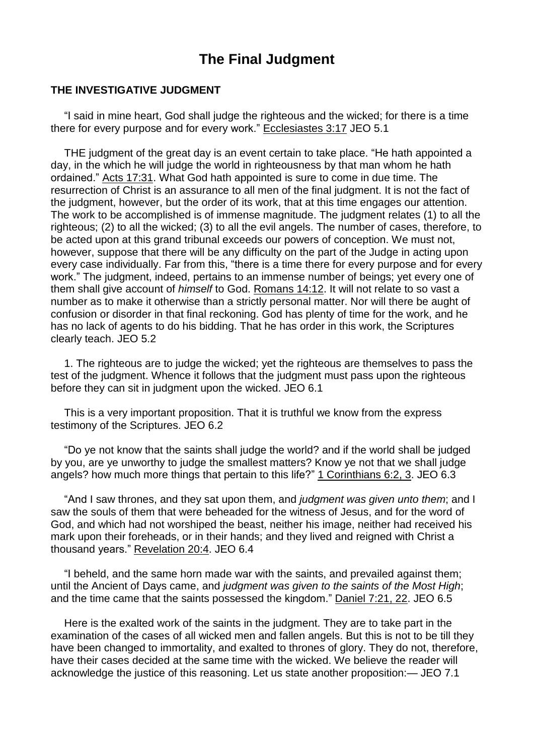# The Final Judgment

### THE INVESTIGATIVE JUDGMENT

"I said in mine heart, God shall judge the righteous and the wicked; for there is a time there for every purpose and for every work." Ecclesiastes 3:17 JEO 5.1

THE judgment of the great day is an event certain to take place. "He hath appointed a day, in the which he will judge the world in righteousness by that man whom he hath ordained." Acts 17:31. What God hath appointed is sure to come in due time. The resurrection of Christ is an assurance to all men of the final judgment. It is not the fact of the judgment, however, but the order of its work, that at this time engages our attention. The work to be accomplished is of immense magnitude. The judgment relates (1) to all the righteous; (2) to all the wicked; (3) to all the evil angels. The number of cases, therefore, to be acted upon at this grand tribunal exceeds our powers of conception. We must not, however, suppose that there will be any difficulty on the part of the Judge in acting upon every case individually. Far from this, "there is a time there for every purpose and for every work." The judgment, indeed, pertains to an immense number of beings; yet every one of them shall give account of *himself* to God. Romans 14:12. It will not relate to so vast a number as to make it otherwise than a strictly personal matter. Nor will there be aught of confusion or disorder in that final reckoning. God has plenty of time for the work, and he has no lack of agents to do his bidding. That he has order in this work, the Scriptures clearly teach. JEO 5.2

1. The righteous are to judge the wicked; yet the righteous are themselves to pass the test of the judgment. Whence it follows that the judgment must pass upon the righteous before they can sit in judgment upon the wicked. JEO 6.1

This is a very important proposition. That it is truthful we know from the express testimony of the Scriptures. JEO 6.2

"Do ye not know that the saints shall judge the world? and if the world shall be judged by you, are ye unworthy to judge the smallest matters? Know ye not that we shall judge angels? how much more things that pertain to this life?" 1 Corinthians 6:2, 3. JEO 6.3

"And I saw thrones, and they sat upon them, and *judgment was given unto them*; and I saw the souls of them that were beheaded for the witness of Jesus, and for the word of God, and which had not worshiped the beast, neither his image, neither had received his mark upon their foreheads, or in their hands; and they lived and reigned with Christ a thousand years." Revelation 20:4. JEO 6.4

"I beheld, and the same horn made war with the saints, and prevailed against them; until the Ancient of Days came, and *judgment was given to the saints of the Most High*; and the time came that the saints possessed the kingdom." Daniel 7:21, 22. JEO 6.5

Here is the exalted work of the saints in the judgment. They are to take part in the examination of the cases of all wicked men and fallen angels. But this is not to be till they have been changed to immortality, and exalted to thrones of glory. They do not, therefore, have their cases decided at the same time with the wicked. We believe the reader will acknowledge the justice of this reasoning. Let us state another proposition:— JEO 7.1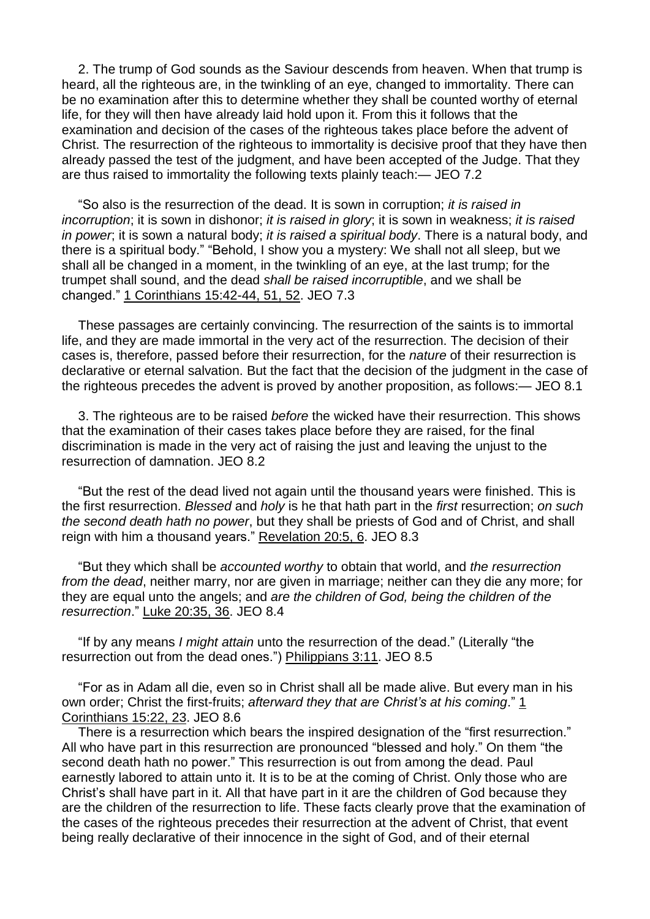2. The trump of God sounds as the Saviour descends from heaven. When that trump is heard, all the righteous are, in the twinkling of an eye, changed to immortality. There can be no examination after this to determine whether they shall be counted worthy of eternal life, for they will then have already laid hold upon it. From this it follows that the examination and decision of the cases of the righteous takes place before the advent of Christ. The resurrection of the righteous to immortality is decisive proof that they have then already passed the test of the judgment, and have been accepted of the Judge. That they are thus raised to immortality the following texts plainly teach:— JEO 7.2

"So also is the resurrection of the dead. It is sown in corruption; *it is raised in incorruption*; it is sown in dishonor; *it is raised in glory*; it is sown in weakness; *it is raised in power*; it is sown a natural body; *it is raised a spiritual body*. There is a natural body, and there is a spiritual body." "Behold, I show you a mystery: We shall not all sleep, but we shall all be changed in a moment, in the twinkling of an eye, at the last trump; for the trumpet shall sound, and the dead *shall be raised incorruptible*, and we shall be changed." 1 Corinthians 15:42-44, 51, 52. JEO 7.3

These passages are certainly convincing. The resurrection of the saints is to immortal life, and they are made immortal in the very act of the resurrection. The decision of their cases is, therefore, passed before their resurrection, for the *nature* of their resurrection is declarative or eternal salvation. But the fact that the decision of the judgment in the case of the righteous precedes the advent is proved by another proposition, as follows:— JEO 8.1

3. The righteous are to be raised *before* the wicked have their resurrection. This shows that the examination of their cases takes place before they are raised, for the final discrimination is made in the very act of raising the just and leaving the unjust to the resurrection of damnation. JEO 8.2

"But the rest of the dead lived not again until the thousand years were finished. This is the first resurrection. *Blessed* and *holy* is he that hath part in the *first* resurrection; *on such the second death hath no power*, but they shall be priests of God and of Christ, and shall reign with him a thousand years." Revelation 20:5, 6. JEO 8.3

"But they which shall be *accounted worthy* to obtain that world, and *the resurrection from the dead*, neither marry, nor are given in marriage; neither can they die any more; for they are equal unto the angels; and *are the children of God, being the children of the resurrection*." Luke 20:35, 36. JEO 8.4

"If by any means *I might attain* unto the resurrection of the dead." (Literally "the resurrection out from the dead ones.") Philippians 3:11. JEO 8.5

"For as in Adam all die, even so in Christ shall all be made alive. But every man in his own order; Christ the first-fruits; *afterward they that are Christ's at his coming*." 1 Corinthians 15:22, 23. JEO 8.6

There is a resurrection which bears the inspired designation of the "first resurrection." All who have part in this resurrection are pronounced "blessed and holy." On them "the second death hath no power." This resurrection is out from among the dead. Paul earnestly labored to attain unto it. It is to be at the coming of Christ. Only those who are Christ's shall have part in it. All that have part in it are the children of God because they are the children of the resurrection to life. These facts clearly prove that the examination of the cases of the righteous precedes their resurrection at the advent of Christ, that event being really declarative of their innocence in the sight of God, and of their eternal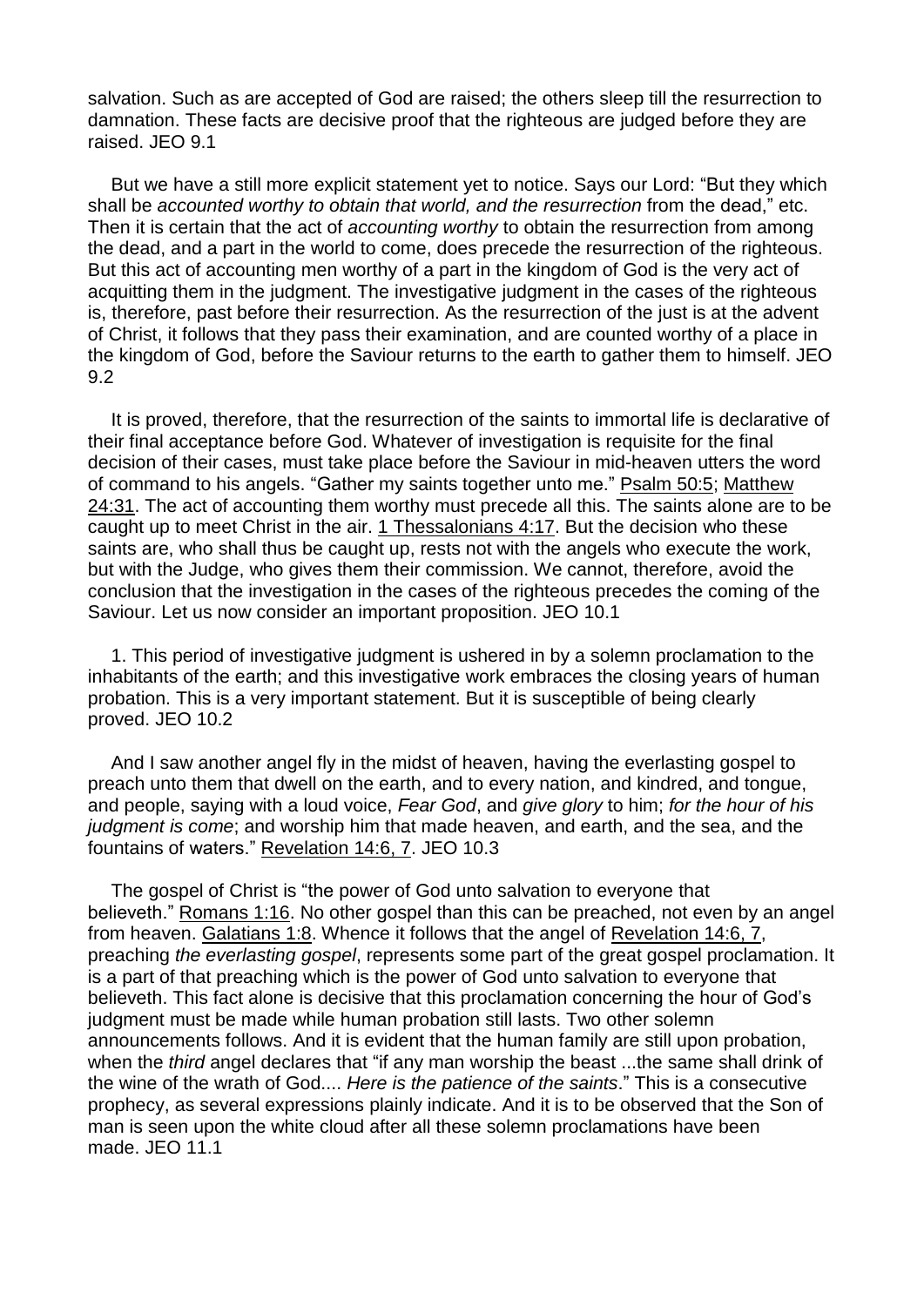salvation. Such as are accepted of God are raised; the others sleep till the resurrection to damnation. These facts are decisive proof that the righteous are judged before they are raised. JEO 9.1

But we have a still more explicit statement yet to notice. Says our Lord: "But they which shall be *accounted worthy to obtain that world, and the resurrection* from the dead," etc. Then it is certain that the act of *accounting worthy* to obtain the resurrection from among the dead, and a part in the world to come, does precede the resurrection of the righteous. But this act of accounting men worthy of a part in the kingdom of God is the very act of acquitting them in the judgment. The investigative judgment in the cases of the righteous is, therefore, past before their resurrection. As the resurrection of the just is at the advent of Christ, it follows that they pass their examination, and are counted worthy of a place in the kingdom of God, before the Saviour returns to the earth to gather them to himself. JEO 9.2

It is proved, therefore, that the resurrection of the saints to immortal life is declarative of their final acceptance before God. Whatever of investigation is requisite for the final decision of their cases, must take place before the Saviour in mid-heaven utters the word of command to his angels. "Gather my saints together unto me." Psalm 50:5; Matthew 24:31. The act of accounting them worthy must precede all this. The saints alone are to be caught up to meet Christ in the air. 1 Thessalonians 4:17. But the decision who these saints are, who shall thus be caught up, rests not with the angels who execute the work, but with the Judge, who gives them their commission. We cannot, therefore, avoid the conclusion that the investigation in the cases of the righteous precedes the coming of the Saviour. Let us now consider an important proposition. JEO 10.1

1. This period of investigative judgment is ushered in by a solemn proclamation to the inhabitants of the earth; and this investigative work embraces the closing years of human probation. This is a very important statement. But it is susceptible of being clearly proved. JEO 10.2

And I saw another angel fly in the midst of heaven, having the everlasting gospel to preach unto them that dwell on the earth, and to every nation, and kindred, and tongue, and people, saying with a loud voice, *Fear God*, and *give glory* to him; *for the hour of his judgment is come*; and worship him that made heaven, and earth, and the sea, and the fountains of waters." Revelation 14:6, 7. JEO 10.3

The gospel of Christ is "the power of God unto salvation to everyone that believeth." Romans 1:16. No other gospel than this can be preached, not even by an angel from heaven. Galatians 1:8. Whence it follows that the angel of Revelation 14:6, 7, preaching *the everlasting gospel*, represents some part of the great gospel proclamation. It is a part of that preaching which is the power of God unto salvation to everyone that believeth. This fact alone is decisive that this proclamation concerning the hour of God's judgment must be made while human probation still lasts. Two other solemn announcements follows. And it is evident that the human family are still upon probation, when the *third* angel declares that "if any man worship the beast ...the same shall drink of the wine of the wrath of God.... *Here is the patience of the saints*." This is a consecutive prophecy, as several expressions plainly indicate. And it is to be observed that the Son of man is seen upon the white cloud after all these solemn proclamations have been made. JEO 11.1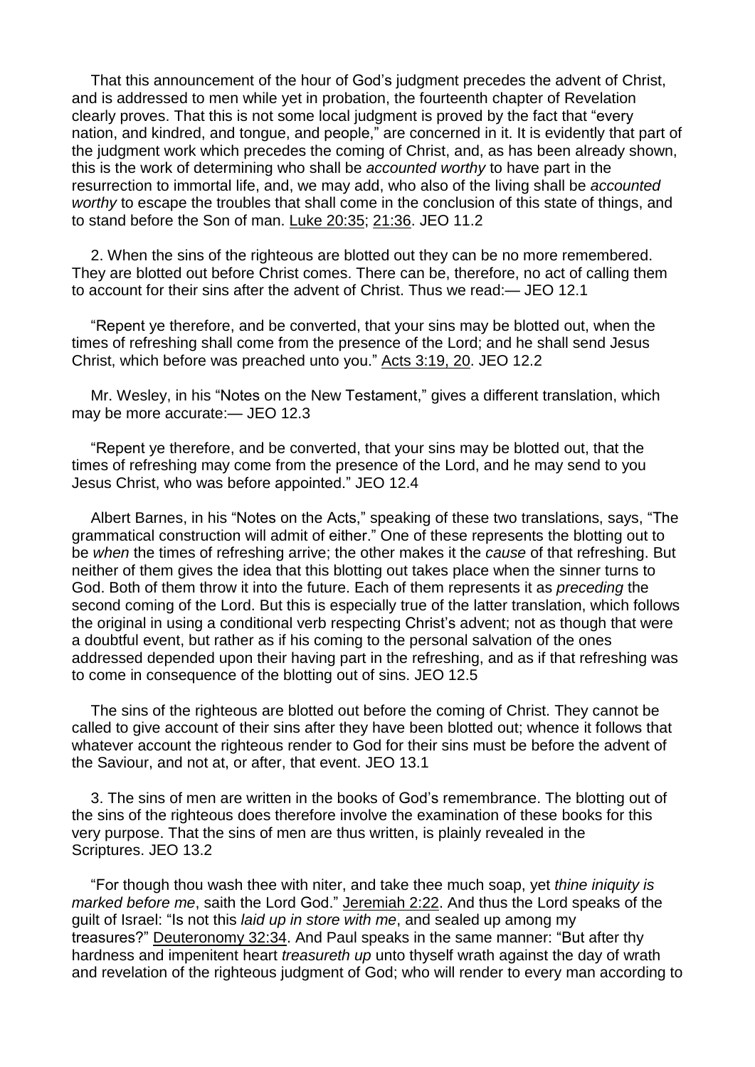That this announcement of the hour of God's judgment precedes the advent of Christ, and is addressed to men while yet in probation, the fourteenth chapter of Revelation clearly proves. That this is not some local judgment is proved by the fact that "every nation, and kindred, and tongue, and people," are concerned in it. It is evidently that part of the judgment work which precedes the coming of Christ, and, as has been already shown, this is the work of determining who shall be *accounted worthy* to have part in the resurrection to immortal life, and, we may add, who also of the living shall be *accounted worthy* to escape the troubles that shall come in the conclusion of this state of things, and to stand before the Son of man. Luke 20:35; 21:36. JEO 11.2

2. When the sins of the righteous are blotted out they can be no more remembered. They are blotted out before Christ comes. There can be, therefore, no act of calling them to account for their sins after the advent of Christ. Thus we read:— JEO 12.1

"Repent ye therefore, and be converted, that your sins may be blotted out, when the times of refreshing shall come from the presence of the Lord; and he shall send Jesus Christ, which before was preached unto you." Acts 3:19, 20. JEO 12.2

Mr. Wesley, in his "Notes on the New Testament," gives a different translation, which may be more accurate:— JEO 12.3

"Repent ye therefore, and be converted, that your sins may be blotted out, that the times of refreshing may come from the presence of the Lord, and he may send to you Jesus Christ, who was before appointed." JEO 12.4

Albert Barnes, in his "Notes on the Acts," speaking of these two translations, says, "The grammatical construction will admit of either." One of these represents the blotting out to be *when* the times of refreshing arrive; the other makes it the *cause* of that refreshing. But neither of them gives the idea that this blotting out takes place when the sinner turns to God. Both of them throw it into the future. Each of them represents it as *preceding* the second coming of the Lord. But this is especially true of the latter translation, which follows the original in using a conditional verb respecting Christ's advent; not as though that were a doubtful event, but rather as if his coming to the personal salvation of the ones addressed depended upon their having part in the refreshing, and as if that refreshing was to come in consequence of the blotting out of sins. JEO 12.5

The sins of the righteous are blotted out before the coming of Christ. They cannot be called to give account of their sins after they have been blotted out; whence it follows that whatever account the righteous render to God for their sins must be before the advent of the Saviour, and not at, or after, that event. JEO 13.1

3. The sins of men are written in the books of God's remembrance. The blotting out of the sins of the righteous does therefore involve the examination of these books for this very purpose. That the sins of men are thus written, is plainly revealed in the Scriptures. JEO 13.2

"For though thou wash thee with niter, and take thee much soap, yet *thine iniquity is marked before me*, saith the Lord God." Jeremiah 2:22. And thus the Lord speaks of the guilt of Israel: "Is not this *laid up in store with me*, and sealed up among my treasures?" Deuteronomy 32:34. And Paul speaks in the same manner: "But after thy hardness and impenitent heart *treasureth up* unto thyself wrath against the day of wrath and revelation of the righteous judgment of God; who will render to every man according to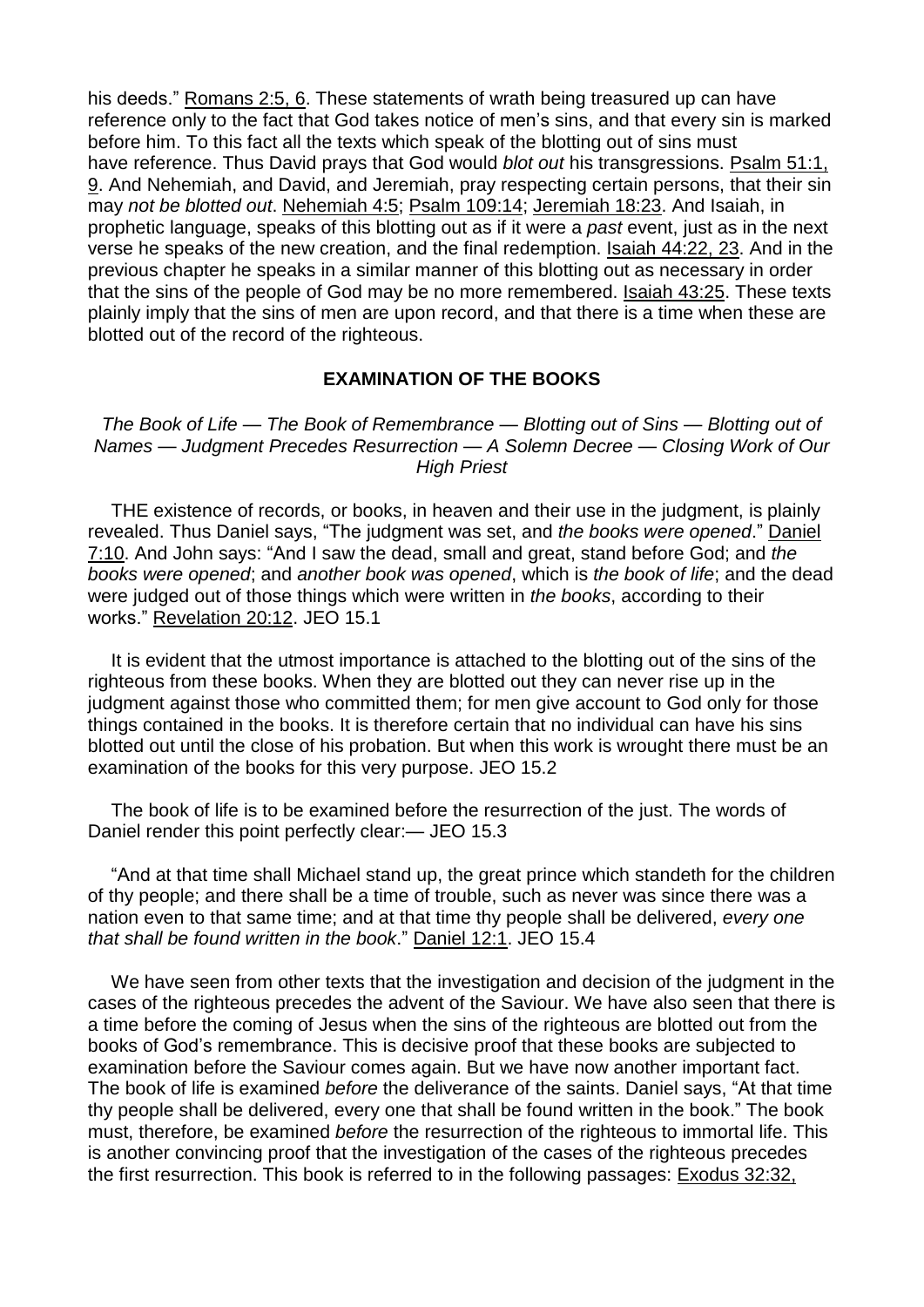his deeds." Romans 2:5, 6. These statements of wrath being treasured up can have reference only to the fact that God takes notice of men's sins, and that every sin is marked before him. To this fact all the texts which speak of the blotting out of sins must have reference. Thus David prays that God would *blot out* his transgressions. Psalm 51:1, 9. And Nehemiah, and David, and Jeremiah, pray respecting certain persons, that their sin may *not be blotted out*. Nehemiah 4:5; Psalm 109:14; Jeremiah 18:23. And Isaiah, in prophetic language, speaks of this blotting out as if it were a *past* event, just as in the next verse he speaks of the new creation, and the final redemption. Isaiah 44:22, 23. And in the previous chapter he speaks in a similar manner of this blotting out as necessary in order that the sins of the people of God may be no more remembered. Isaiah 43:25. These texts plainly imply that the sins of men are upon record, and that there is a time when these are blotted out of the record of the righteous.

## EXAMINATION OF THE BOOKS

*The Book of Life — The Book of Remembrance — Blotting out of Sins — Blotting out of Names — Judgment Precedes Resurrection — A Solemn Decree — Closing Work of Our High Priest*

THE existence of records, or books, in heaven and their use in the judgment, is plainly revealed. Thus Daniel says, "The judgment was set, and *the books were opened*." Daniel 7:10. And John says: "And I saw the dead, small and great, stand before God; and *the books were opened*; and *another book was opened*, which is *the book of life*; and the dead were judged out of those things which were written in *the books*, according to their works." Revelation 20:12. JEO 15.1

It is evident that the utmost importance is attached to the blotting out of the sins of the righteous from these books. When they are blotted out they can never rise up in the judgment against those who committed them; for men give account to God only for those things contained in the books. It is therefore certain that no individual can have his sins blotted out until the close of his probation. But when this work is wrought there must be an examination of the books for this very purpose. JEO 15.2

The book of life is to be examined before the resurrection of the just. The words of Daniel render this point perfectly clear:— JEO 15.3

"And at that time shall Michael stand up, the great prince which standeth for the children of thy people; and there shall be a time of trouble, such as never was since there was a nation even to that same time; and at that time thy people shall be delivered, *every one that shall be found written in the book*." Daniel 12:1. JEO 15.4

We have seen from other texts that the investigation and decision of the judgment in the cases of the righteous precedes the advent of the Saviour. We have also seen that there is a time before the coming of Jesus when the sins of the righteous are blotted out from the books of God's remembrance. This is decisive proof that these books are subjected to examination before the Saviour comes again. But we have now another important fact. The book of life is examined *before* the deliverance of the saints. Daniel says, "At that time thy people shall be delivered, every one that shall be found written in the book." The book must, therefore, be examined *before* the resurrection of the righteous to immortal life. This is another convincing proof that the investigation of the cases of the righteous precedes the first resurrection. This book is referred to in the following passages: Exodus 32:32,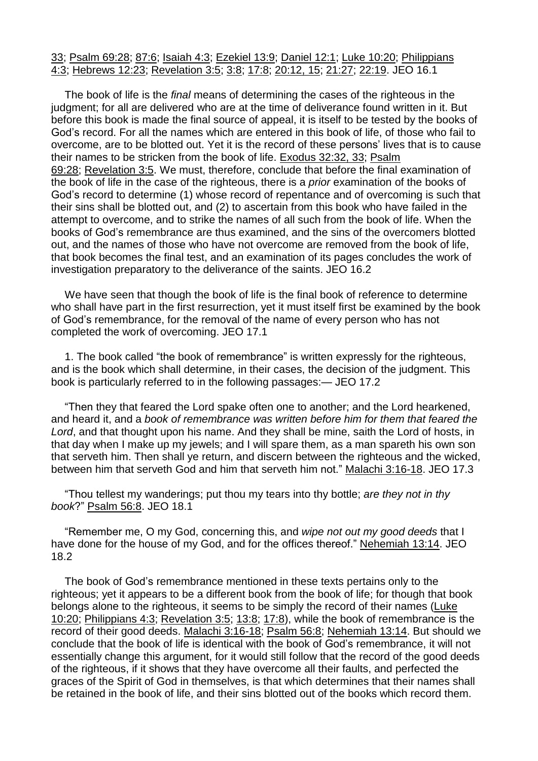33; Psalm 69:28; 87:6; Isaiah 4:3; Ezekiel 13:9; Daniel 12:1; Luke 10:20; Philippians 4:3; Hebrews 12:23; Revelation 3:5; 3:8; 17:8; 20:12, 15; 21:27; 22:19. JEO 16.1

The book of life is the *final* means of determining the cases of the righteous in the judgment; for all are delivered who are at the time of deliverance found written in it. But before this book is made the final source of appeal, it is itself to be tested by the books of God's record. For all the names which are entered in this book of life, of those who fail to overcome, are to be blotted out. Yet it is the record of these persons' lives that is to cause their names to be stricken from the book of life. Exodus 32:32, 33; Psalm 69:28; Revelation 3:5. We must, therefore, conclude that before the final examination of the book of life in the case of the righteous, there is a *prior* examination of the books of God's record to determine (1) whose record of repentance and of overcoming is such that their sins shall be blotted out, and (2) to ascertain from this book who have failed in the attempt to overcome, and to strike the names of all such from the book of life. When the books of God's remembrance are thus examined, and the sins of the overcomers blotted out, and the names of those who have not overcome are removed from the book of life, that book becomes the final test, and an examination of its pages concludes the work of investigation preparatory to the deliverance of the saints. JEO 16.2

We have seen that though the book of life is the final book of reference to determine who shall have part in the first resurrection, yet it must itself first be examined by the book of God's remembrance, for the removal of the name of every person who has not completed the work of overcoming. JEO 17.1

1. The book called "the book of remembrance" is written expressly for the righteous, and is the book which shall determine, in their cases, the decision of the judgment. This book is particularly referred to in the following passages:— JEO 17.2

"Then they that feared the Lord spake often one to another; and the Lord hearkened, and heard it, and a *book of remembrance was written before him for them that feared the Lord*, and that thought upon his name. And they shall be mine, saith the Lord of hosts, in that day when I make up my jewels; and I will spare them, as a man spareth his own son that serveth him. Then shall ye return, and discern between the righteous and the wicked, between him that serveth God and him that serveth him not." Malachi 3:16-18. JEO 17.3

"Thou tellest my wanderings; put thou my tears into thy bottle; *are they not in thy book*?" Psalm 56:8. JEO 18.1

"Remember me, O my God, concerning this, and *wipe not out my good deeds* that I have done for the house of my God, and for the offices thereof." Nehemiah 13:14. JEO 18.2

The book of God's remembrance mentioned in these texts pertains only to the righteous; yet it appears to be a different book from the book of life; for though that book belongs alone to the righteous, it seems to be simply the record of their names (Luke 10:20; Philippians 4:3; Revelation 3:5; 13:8; 17:8), while the book of remembrance is the record of their good deeds. Malachi 3:16-18; Psalm 56:8; Nehemiah 13:14. But should we conclude that the book of life is identical with the book of God's remembrance, it will not essentially change this argument, for it would still follow that the record of the good deeds of the righteous, if it shows that they have overcome all their faults, and perfected the graces of the Spirit of God in themselves, is that which determines that their names shall be retained in the book of life, and their sins blotted out of the books which record them.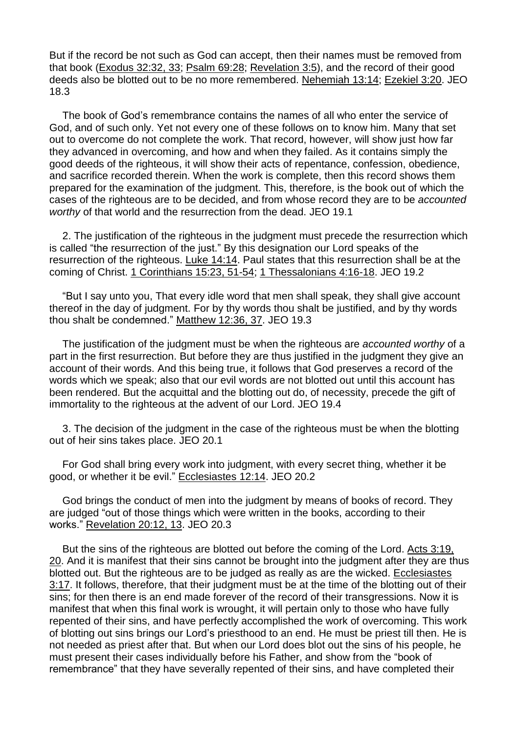But if the record be not such as God can accept, then their names must be removed from that book (Exodus 32:32, 33; Psalm 69:28; Revelation 3:5), and the record of their good deeds also be blotted out to be no more remembered. Nehemiah 13:14; Ezekiel 3:20. JEO 18.3

The book of God's remembrance contains the names of all who enter the service of God, and of such only. Yet not every one of these follows on to know him. Many that set out to overcome do not complete the work. That record, however, will show just how far they advanced in overcoming, and how and when they failed. As it contains simply the good deeds of the righteous, it will show their acts of repentance, confession, obedience, and sacrifice recorded therein. When the work is complete, then this record shows them prepared for the examination of the judgment. This, therefore, is the book out of which the cases of the righteous are to be decided, and from whose record they are to be *accounted worthy* of that world and the resurrection from the dead. JEO 19.1

2. The justification of the righteous in the judgment must precede the resurrection which is called "the resurrection of the just." By this designation our Lord speaks of the resurrection of the righteous. Luke 14:14. Paul states that this resurrection shall be at the coming of Christ. 1 Corinthians 15:23, 51-54; 1 Thessalonians 4:16-18. JEO 19.2

"But I say unto you, That every idle word that men shall speak, they shall give account thereof in the day of judgment. For by thy words thou shalt be justified, and by thy words thou shalt be condemned." Matthew 12:36, 37. JEO 19.3

The justification of the judgment must be when the righteous are *accounted worthy* of a part in the first resurrection. But before they are thus justified in the judgment they give an account of their words. And this being true, it follows that God preserves a record of the words which we speak; also that our evil words are not blotted out until this account has been rendered. But the acquittal and the blotting out do, of necessity, precede the gift of immortality to the righteous at the advent of our Lord. JEO 19.4

3. The decision of the judgment in the case of the righteous must be when the blotting out of heir sins takes place. JEO 20.1

For God shall bring every work into judgment, with every secret thing, whether it be good, or whether it be evil." Ecclesiastes 12:14. JEO 20.2

God brings the conduct of men into the judgment by means of books of record. They are judged "out of those things which were written in the books, according to their works." Revelation 20:12, 13. JEO 20.3

But the sins of the righteous are blotted out before the coming of the Lord. Acts 3:19, 20. And it is manifest that their sins cannot be brought into the judgment after they are thus blotted out. But the righteous are to be judged as really as are the wicked. Ecclesiastes 3:17. It follows, therefore, that their judgment must be at the time of the blotting out of their sins; for then there is an end made forever of the record of their transgressions. Now it is manifest that when this final work is wrought, it will pertain only to those who have fully repented of their sins, and have perfectly accomplished the work of overcoming. This work of blotting out sins brings our Lord's priesthood to an end. He must be priest till then. He is not needed as priest after that. But when our Lord does blot out the sins of his people, he must present their cases individually before his Father, and show from the "book of remembrance" that they have severally repented of their sins, and have completed their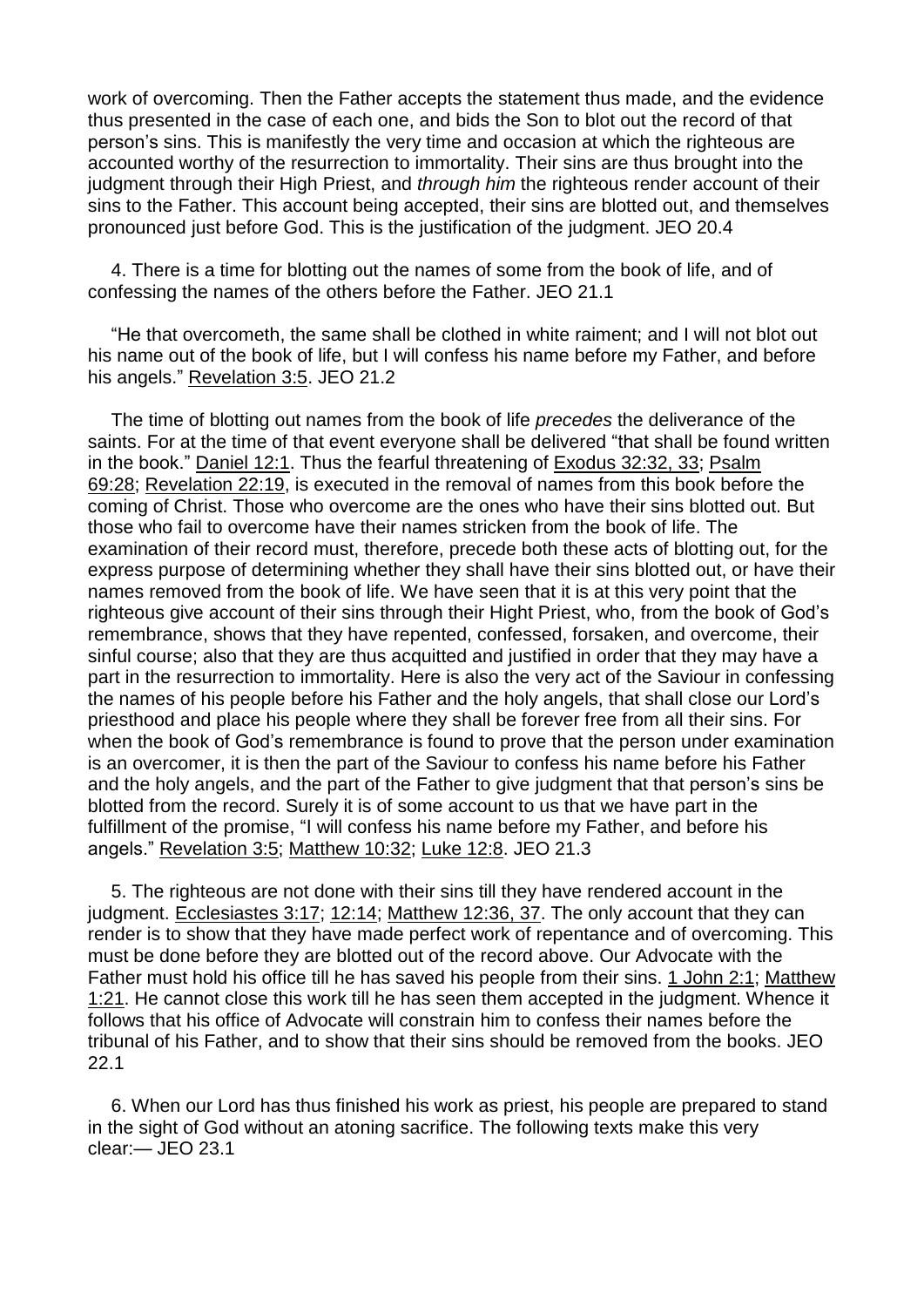work of overcoming. Then the Father accepts the statement thus made, and the evidence thus presented in the case of each one, and bids the Son to blot out the record of that person's sins. This is manifestly the very time and occasion at which the righteous are accounted worthy of the resurrection to immortality. Their sins are thus brought into the judgment through their High Priest, and *through him* the righteous render account of their sins to the Father. This account being accepted, their sins are blotted out, and themselves pronounced just before God. This is the justification of the judgment. JEO 20.4

4. There is a time for blotting out the names of some from the book of life, and of confessing the names of the others before the Father. JEO 21.1

"He that overcometh, the same shall be clothed in white raiment; and I will not blot out his name out of the book of life, but I will confess his name before my Father, and before his angels." Revelation 3:5. JEO 21.2

The time of blotting out names from the book of life *precedes* the deliverance of the saints. For at the time of that event everyone shall be delivered "that shall be found written in the book." Daniel 12:1. Thus the fearful threatening of Exodus 32:32, 33; Psalm 69:28; Revelation 22:19, is executed in the removal of names from this book before the coming of Christ. Those who overcome are the ones who have their sins blotted out. But those who fail to overcome have their names stricken from the book of life. The examination of their record must, therefore, precede both these acts of blotting out, for the express purpose of determining whether they shall have their sins blotted out, or have their names removed from the book of life. We have seen that it is at this very point that the righteous give account of their sins through their Hight Priest, who, from the book of God's remembrance, shows that they have repented, confessed, forsaken, and overcome, their sinful course; also that they are thus acquitted and justified in order that they may have a part in the resurrection to immortality. Here is also the very act of the Saviour in confessing the names of his people before his Father and the holy angels, that shall close our Lord's priesthood and place his people where they shall be forever free from all their sins. For when the book of God's remembrance is found to prove that the person under examination is an overcomer, it is then the part of the Saviour to confess his name before his Father and the holy angels, and the part of the Father to give judgment that that person's sins be blotted from the record. Surely it is of some account to us that we have part in the fulfillment of the promise, "I will confess his name before my Father, and before his angels." Revelation 3:5; Matthew 10:32; Luke 12:8. JEO 21.3

5. The righteous are not done with their sins till they have rendered account in the judgment. Ecclesiastes 3:17; 12:14; Matthew 12:36, 37. The only account that they can render is to show that they have made perfect work of repentance and of overcoming. This must be done before they are blotted out of the record above. Our Advocate with the Father must hold his office till he has saved his people from their sins. 1 John 2:1; Matthew 1:21. He cannot close this work till he has seen them accepted in the judgment. Whence it follows that his office of Advocate will constrain him to confess their names before the tribunal of his Father, and to show that their sins should be removed from the books. JEO 22.1

6. When our Lord has thus finished his work as priest, his people are prepared to stand in the sight of God without an atoning sacrifice. The following texts make this very clear:— JEO 23.1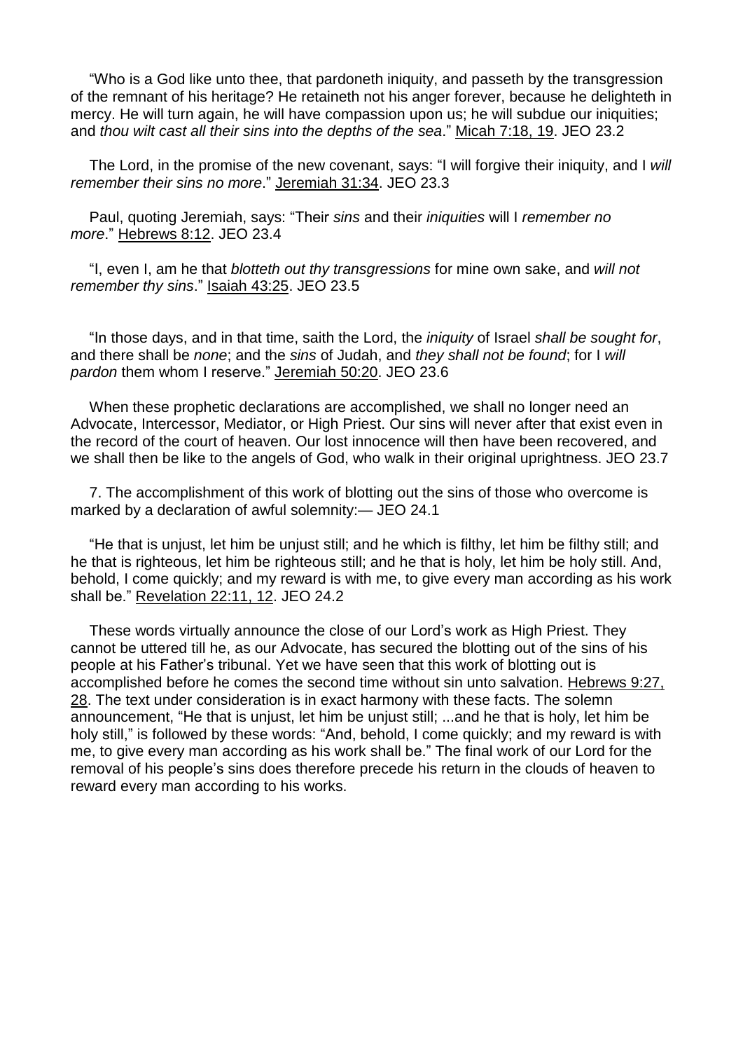“Who is a God like unto thee, that pardoneth iniquity, and passeth by the transgression of the remnant of his heritage? He retaineth not his anger forever, because he delighteth in mercy. He will turn again, he will have compassion upon us; he will subdue our iniquities; and *thou wilt cast all their sins into the depths of the sea*.” Micah 7:18, 19. JEO 23.2

The Lord, in the promise of the new covenant, says: “I will forgive their iniquity, and I *will remember their sins no more*.” Jeremiah 31:34. JEO 23.3

Paul, quoting Jeremiah, says: “Their *sins* and their *iniquities* will I *remember no more*.” Hebrews 8:12. JEO 23.4

“I, even I, am he that *blotteth out thy transgressions* for mine own sake, and *will not remember thy sins*.” Isaiah 43:25. JEO 23.5

“In those days, and in that time, saith the Lord, the *iniquity* of Israel *shall be sought for*, and there shall be *none*; and the *sins* of Judah, and *they shall not be found*; for I *will pardon* them whom I reserve.” Jeremiah 50:20. JEO 23.6

When these prophetic declarations are accomplished, we shall no longer need an Advocate, Intercessor, Mediator, or High Priest. Our sins will never after that exist even in the record of the court of heaven. Our lost innocence will then have been recovered, and we shall then be like to the angels of God, who walk in their original uprightness. JEO 23.7

7. The accomplishment of this work of blotting out the sins of those who overcome is marked by a declaration of awful solemnity:— JEO 24.1

“He that is unjust, let him be unjust still; and he which is filthy, let him be filthy still; and he that is righteous, let him be righteous still; and he that is holy, let him be holy still. And, behold, I come quickly; and my reward is with me, to give every man according as his work shall be.” Revelation 22:11, 12. JEO 24.2

These words virtually announce the close of our Lord’s work as High Priest. They cannot be uttered till he, as our Advocate, has secured the blotting out of the sins of his people at his Father’s tribunal. Yet we have seen that this work of blotting out is accomplished before he comes the second time without sin unto salvation. Hebrews 9:27, 28. The text under consideration is in exact harmony with these facts. The solemn announcement, “He that is unjust, let him be unjust still; ...and he that is holy, let him be holy still,” is followed by these words: “And, behold, I come quickly; and my reward is with me, to give every man according as his work shall be.” The final work of our Lord for the removal of his people’s sins does therefore precede his return in the clouds of heaven to reward every man according to his works.